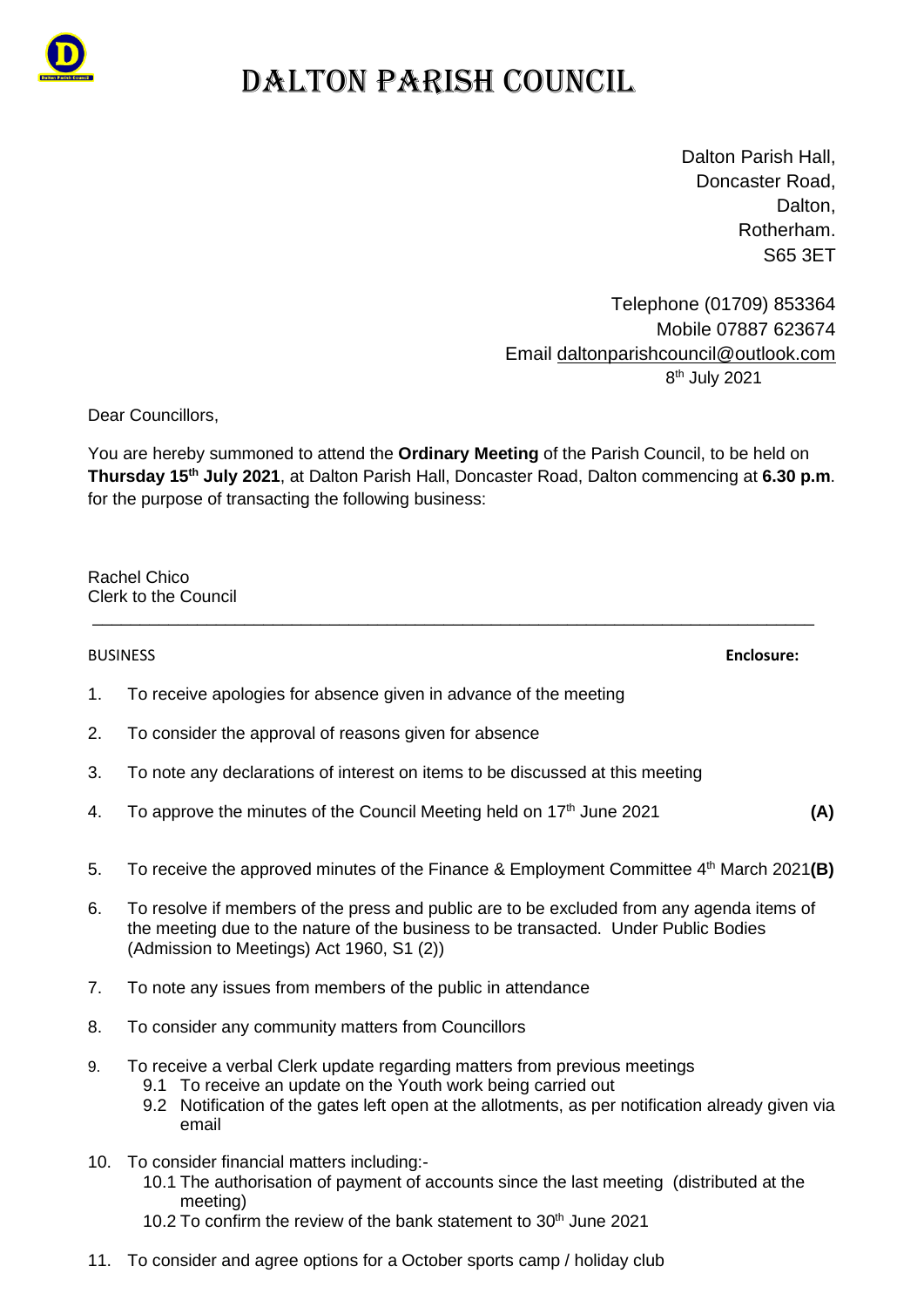# DALTON PARISH COUNCIL

Dalton Parish Hall,
Doncaster Road,
Dalton,
Rotherham.
S65 3ET

Telephone (01709) 853364
Mobile 07887 623674
Email daltonparishcouncil@outlook.com
8th July 2021

Dear Councillors,

You are hereby summoned to attend the **Ordinary Meeting** of the Parish Council, to be held on **Thursday 15th July 2021**, at Dalton Parish Hall, Doncaster Road, Dalton commencing at **6.30 p.m**. for the purpose of transacting the following business:

Rachel Chico
Clerk to the Council

---

BUSINESS **Enclosure:**

1. To receive apologies for absence given in advance of the meeting
2. To consider the approval of reasons given for absence
3. To note any declarations of interest on items to be discussed at this meeting
4. To approve the minutes of the Council Meeting held on 17th June 2021 **(A)**
5. To receive the approved minutes of the Finance & Employment Committee 4th March 2021 **(B)**
6. To resolve if members of the press and public are to be excluded from any agenda items of the meeting due to the nature of the business to be transacted. Under Public Bodies (Admission to Meetings) Act 1960, S1 (2))
7. To note any issues from members of the public in attendance
8. To consider any community matters from Councillors
9. To receive a verbal Clerk update regarding matters from previous meetings
   - 9.1 To receive an update on the Youth work being carried out
   - 9.2 Notification of the gates left open at the allotments, as per notification already given via email
10. To consider financial matters including:-
    - 10.1 The authorisation of payment of accounts since the last meeting (distributed at the meeting)
    - 10.2 To confirm the review of the bank statement to 30th June 2021
11. To consider and agree options for a October sports camp / holiday club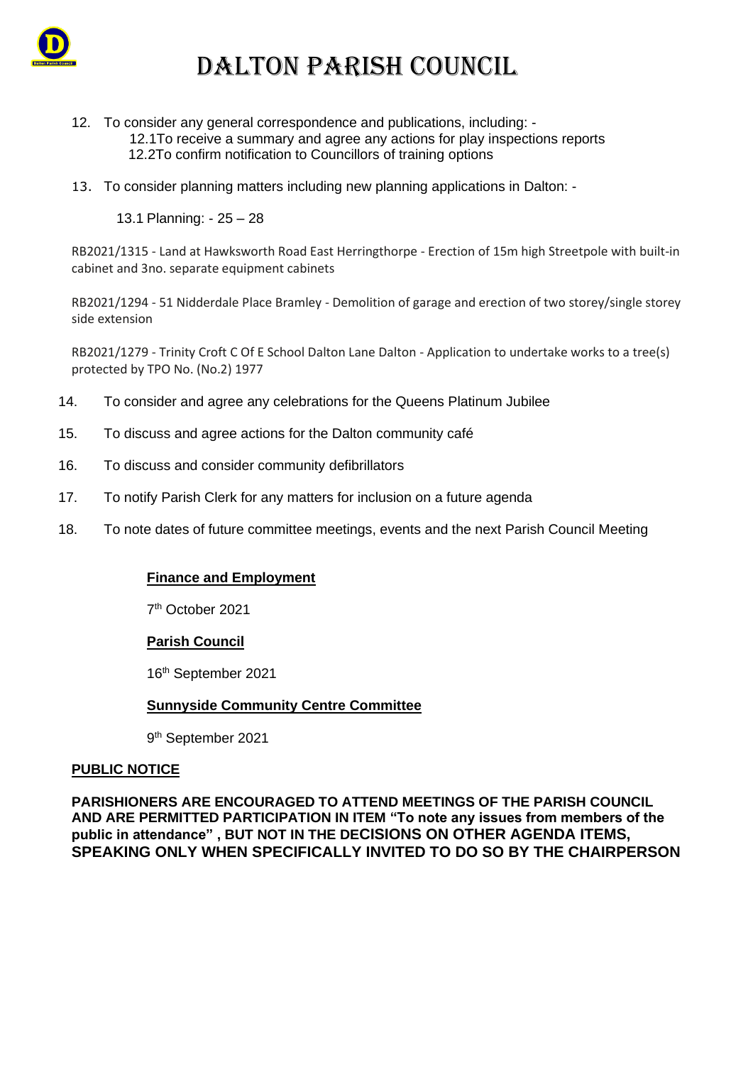12. To consider any general correspondence and publications, including: -
    12.1To receive a summary and agree any actions for play inspections reports
    12.2To confirm notification to Councillors of training options

13. To consider planning matters including new planning applications in Dalton: -

    13.1 Planning: - 25 – 28

RB2021/1315 - Land at Hawksworth Road East Herringthorpe - Erection of 15m high Streetpole with built-in cabinet and 3no. separate equipment cabinets

RB2021/1294 - 51 Nidderdale Place Bramley - Demolition of garage and erection of two storey/single storey side extension

RB2021/1279 - Trinity Croft C Of E School Dalton Lane Dalton - Application to undertake works to a tree(s) protected by TPO No. (No.2) 1977

14. To consider and agree any celebrations for the Queens Platinum Jubilee

15. To discuss and agree actions for the Dalton community café

16. To discuss and consider community defibrillators

17. To notify Parish Clerk for any matters for inclusion on a future agenda

18. To note dates of future committee meetings, events and the next Parish Council Meeting

**Finance and Employment**

7th October 2021

**Parish Council**

16th September 2021

**Sunnyside Community Centre Committee**

9th September 2021

**PUBLIC NOTICE**

**PARISHIONERS ARE ENCOURAGED TO ATTEND MEETINGS OF THE PARISH COUNCIL AND ARE PERMITTED PARTICIPATION IN ITEM "To note any issues from members of the public in attendance" , BUT NOT IN THE DECISIONS ON OTHER AGENDA ITEMS, SPEAKING ONLY WHEN SPECIFICALLY INVITED TO DO SO BY THE CHAIRPERSON**